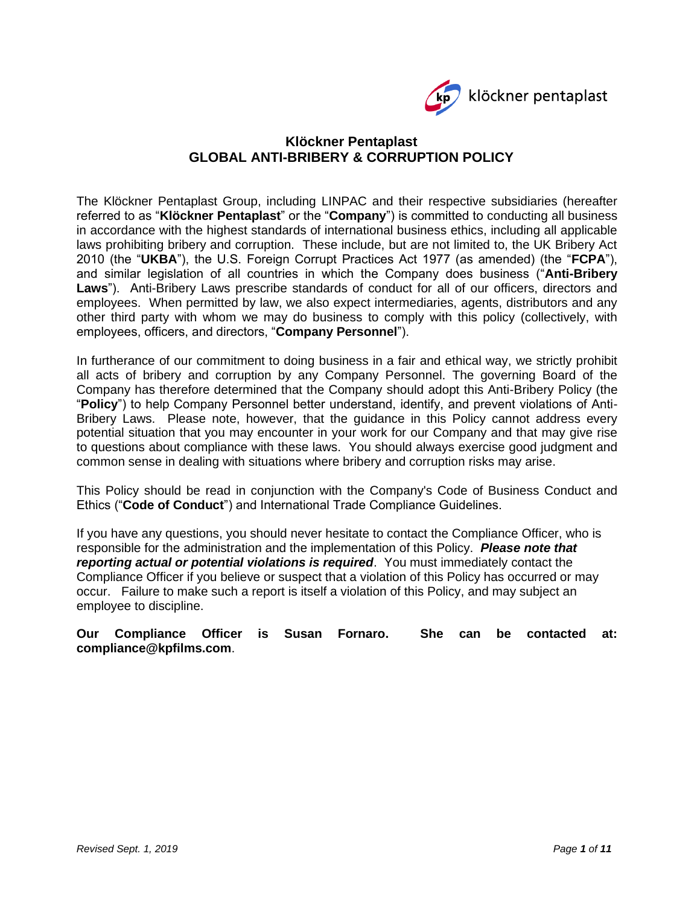# Klöckner Pentaplast
# GLOBAL ANTI-BRIBERY & CORRUPTION POLICY

The Klöckner Pentaplast Group, including LINPAC and their respective subsidiaries (hereafter referred to as "**Klöckner Pentaplast**" or the "**Company**") is committed to conducting all business in accordance with the highest standards of international business ethics, including all applicable laws prohibiting bribery and corruption. These include, but are not limited to, the UK Bribery Act 2010 (the "**UKBA**"), the U.S. Foreign Corrupt Practices Act 1977 (as amended) (the "**FCPA**"), and similar legislation of all countries in which the Company does business ("**Anti-Bribery Laws**"). Anti-Bribery Laws prescribe standards of conduct for all of our officers, directors and employees. When permitted by law, we also expect intermediaries, agents, distributors and any other third party with whom we may do business to comply with this policy (collectively, with employees, officers, and directors, "**Company Personnel**").

In furtherance of our commitment to doing business in a fair and ethical way, we strictly prohibit all acts of bribery and corruption by any Company Personnel. The governing Board of the Company has therefore determined that the Company should adopt this Anti-Bribery Policy (the "**Policy**") to help Company Personnel better understand, identify, and prevent violations of Anti-Bribery Laws. Please note, however, that the guidance in this Policy cannot address every potential situation that you may encounter in your work for our Company and that may give rise to questions about compliance with these laws. You should always exercise good judgment and common sense in dealing with situations where bribery and corruption risks may arise.

This Policy should be read in conjunction with the Company's Code of Business Conduct and Ethics ("**Code of Conduct**") and International Trade Compliance Guidelines.

If you have any questions, you should never hesitate to contact the Compliance Officer, who is responsible for the administration and the implementation of this Policy. ***Please note that reporting actual or potential violations is required***. You must immediately contact the Compliance Officer if you believe or suspect that a violation of this Policy has occurred or may occur. Failure to make such a report is itself a violation of this Policy, and may subject an employee to discipline.

**Our Compliance Officer is Susan Fornaro. She can be contacted at: compliance@kpfilms.com**.

*Revised Sept. 1, 2019*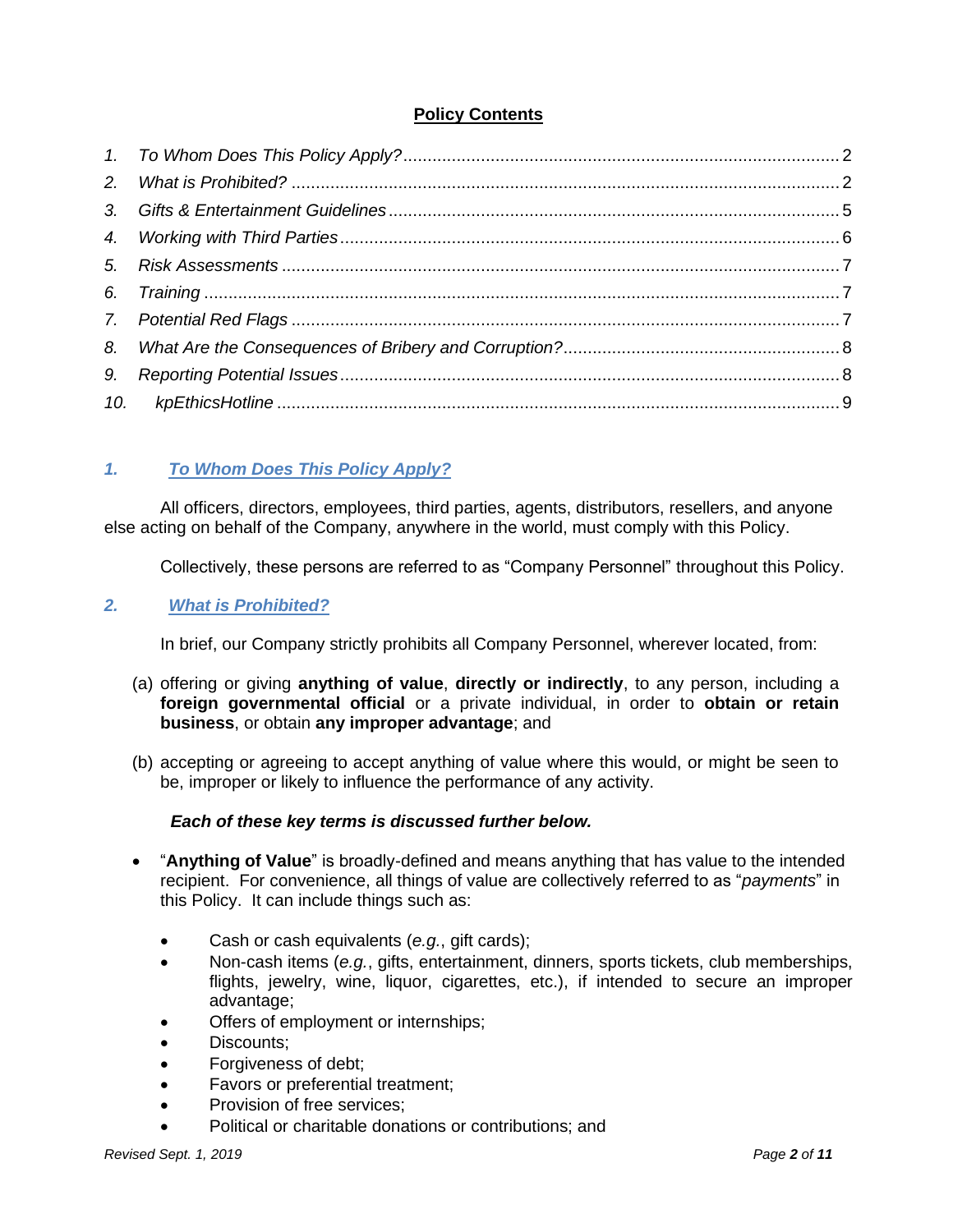## Policy Contents

1. *To Whom Does This Policy Apply?* ........ 2
2. *What is Prohibited?* ........ 2
3. *Gifts & Entertainment Guidelines* ........ 5
4. *Working with Third Parties* ........ 6
5. *Risk Assessments* ........ 7
6. *Training* ........ 7
7. *Potential Red Flags* ........ 7
8. *What Are the Consequences of Bribery and Corruption?* ........ 8
9. *Reporting Potential Issues* ........ 8
10. *kpEthicsHotline* ........ 9

## *1. To Whom Does This Policy Apply?*

All officers, directors, employees, third parties, agents, distributors, resellers, and anyone else acting on behalf of the Company, anywhere in the world, must comply with this Policy.

Collectively, these persons are referred to as "Company Personnel" throughout this Policy.

## *2. What is Prohibited?*

In brief, our Company strictly prohibits all Company Personnel, wherever located, from:

(a) offering or giving **anything of value**, **directly or indirectly**, to any person, including a **foreign governmental official** or a private individual, in order to **obtain or retain business**, or obtain **any improper advantage**; and

(b) accepting or agreeing to accept anything of value where this would, or might be seen to be, improper or likely to influence the performance of any activity.

***Each of these key terms is discussed further below.***

- "**Anything of Value**" is broadly-defined and means anything that has value to the intended recipient. For convenience, all things of value are collectively referred to as "*payments*" in this Policy. It can include things such as:
  - Cash or cash equivalents (*e.g.*, gift cards);
  - Non-cash items (*e.g.*, gifts, entertainment, dinners, sports tickets, club memberships, flights, jewelry, wine, liquor, cigarettes, etc.), if intended to secure an improper advantage;
  - Offers of employment or internships;
  - Discounts;
  - Forgiveness of debt;
  - Favors or preferential treatment;
  - Provision of free services;
  - Political or charitable donations or contributions; and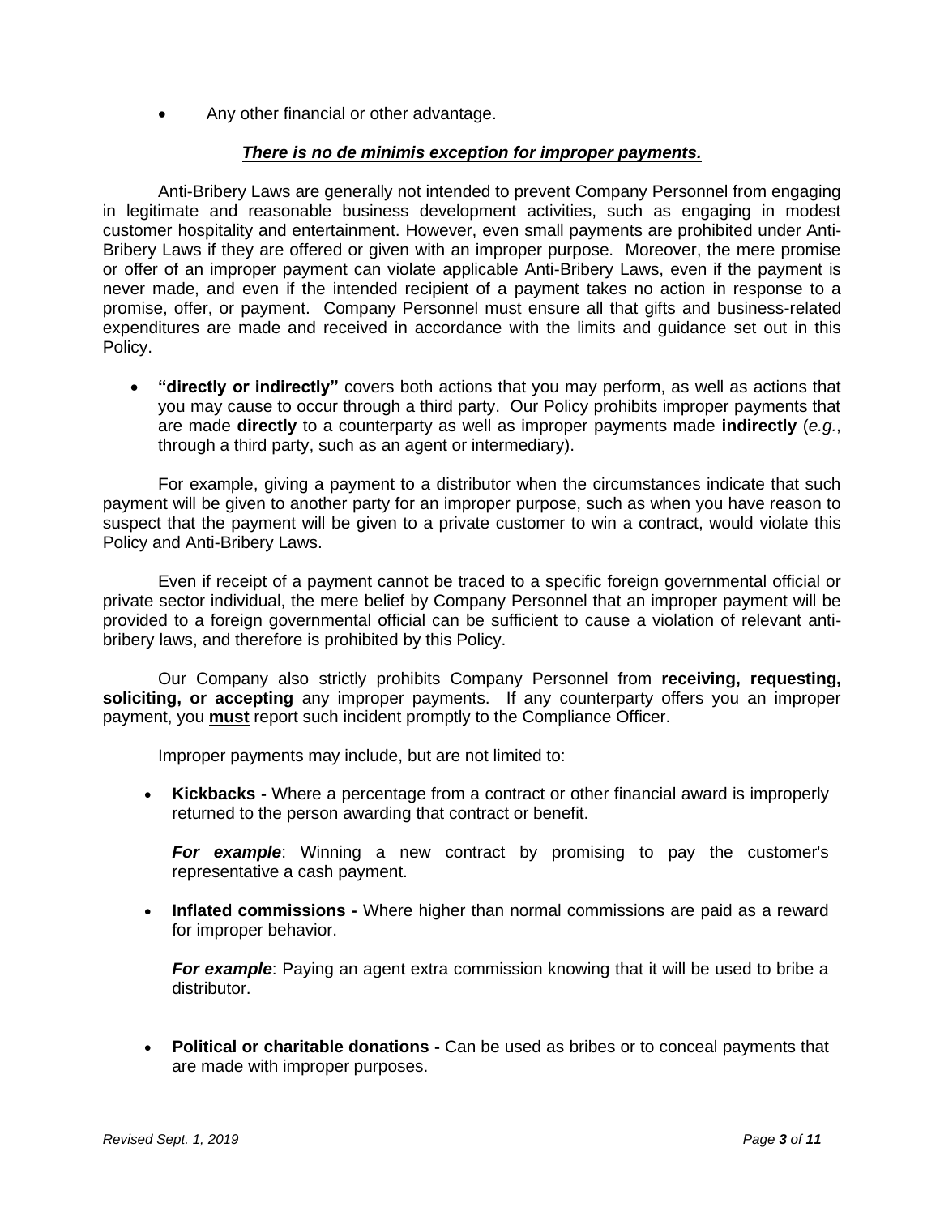- Any other financial or other advantage.

***There is no de minimis exception for improper payments.***

Anti-Bribery Laws are generally not intended to prevent Company Personnel from engaging in legitimate and reasonable business development activities, such as engaging in modest customer hospitality and entertainment. However, even small payments are prohibited under Anti-Bribery Laws if they are offered or given with an improper purpose. Moreover, the mere promise or offer of an improper payment can violate applicable Anti-Bribery Laws, even if the payment is never made, and even if the intended recipient of a payment takes no action in response to a promise, offer, or payment. Company Personnel must ensure all that gifts and business-related expenditures are made and received in accordance with the limits and guidance set out in this Policy.

- **"directly or indirectly"** covers both actions that you may perform, as well as actions that you may cause to occur through a third party. Our Policy prohibits improper payments that are made **directly** to a counterparty as well as improper payments made **indirectly** (*e.g.*, through a third party, such as an agent or intermediary).

For example, giving a payment to a distributor when the circumstances indicate that such payment will be given to another party for an improper purpose, such as when you have reason to suspect that the payment will be given to a private customer to win a contract, would violate this Policy and Anti-Bribery Laws.

Even if receipt of a payment cannot be traced to a specific foreign governmental official or private sector individual, the mere belief by Company Personnel that an improper payment will be provided to a foreign governmental official can be sufficient to cause a violation of relevant anti-bribery laws, and therefore is prohibited by this Policy.

Our Company also strictly prohibits Company Personnel from **receiving, requesting, soliciting, or accepting** any improper payments. If any counterparty offers you an improper payment, you **must** report such incident promptly to the Compliance Officer.

Improper payments may include, but are not limited to:

- **Kickbacks -** Where a percentage from a contract or other financial award is improperly returned to the person awarding that contract or benefit.

  ***For example***: Winning a new contract by promising to pay the customer's representative a cash payment.

- **Inflated commissions -** Where higher than normal commissions are paid as a reward for improper behavior.

  ***For example***: Paying an agent extra commission knowing that it will be used to bribe a distributor.

- **Political or charitable donations -** Can be used as bribes or to conceal payments that are made with improper purposes.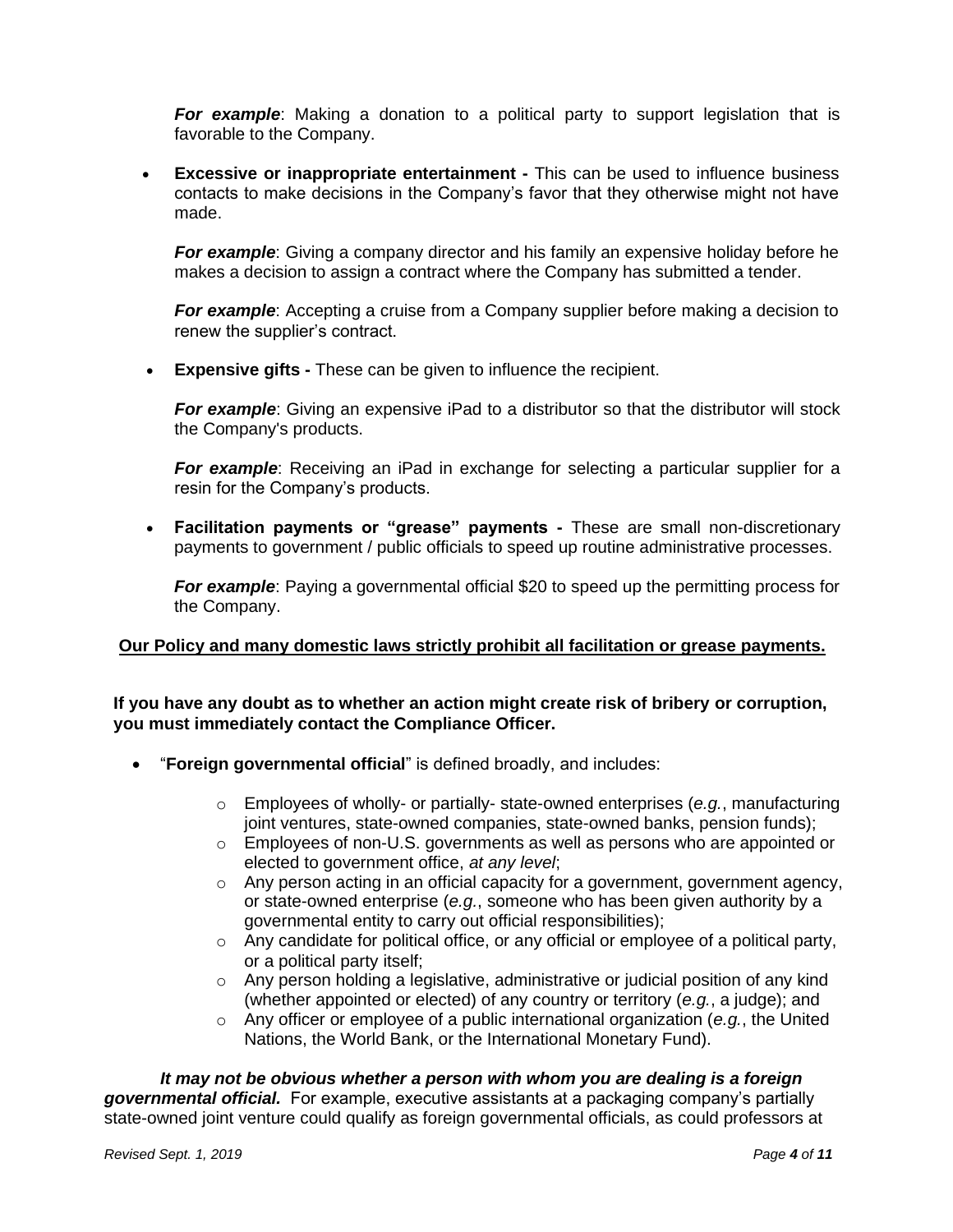***For example***: Making a donation to a political party to support legislation that is favorable to the Company.

- **Excessive or inappropriate entertainment -** This can be used to influence business contacts to make decisions in the Company's favor that they otherwise might not have made.

  ***For example***: Giving a company director and his family an expensive holiday before he makes a decision to assign a contract where the Company has submitted a tender.

  ***For example***: Accepting a cruise from a Company supplier before making a decision to renew the supplier's contract.

- **Expensive gifts -** These can be given to influence the recipient.

  ***For example***: Giving an expensive iPad to a distributor so that the distributor will stock the Company's products.

  ***For example***: Receiving an iPad in exchange for selecting a particular supplier for a resin for the Company's products.

- **Facilitation payments or "grease" payments -** These are small non-discretionary payments to government / public officials to speed up routine administrative processes.

  ***For example***: Paying a governmental official $20 to speed up the permitting process for the Company.

**<u>Our Policy and many domestic laws strictly prohibit all facilitation or grease payments.</u>**

**If you have any doubt as to whether an action might create risk of bribery or corruption, you must immediately contact the Compliance Officer.**

- "**Foreign governmental official**" is defined broadly, and includes:
  - Employees of wholly- or partially- state-owned enterprises (*e.g.*, manufacturing joint ventures, state-owned companies, state-owned banks, pension funds);
  - Employees of non-U.S. governments as well as persons who are appointed or elected to government office, *at any level*;
  - Any person acting in an official capacity for a government, government agency, or state-owned enterprise (*e.g.*, someone who has been given authority by a governmental entity to carry out official responsibilities);
  - Any candidate for political office, or any official or employee of a political party, or a political party itself;
  - Any person holding a legislative, administrative or judicial position of any kind (whether appointed or elected) of any country or territory (*e.g.*, a judge); and
  - Any officer or employee of a public international organization (*e.g.*, the United Nations, the World Bank, or the International Monetary Fund).

***It may not be obvious whether a person with whom you are dealing is a foreign governmental official.*** For example, executive assistants at a packaging company's partially state-owned joint venture could qualify as foreign governmental officials, as could professors at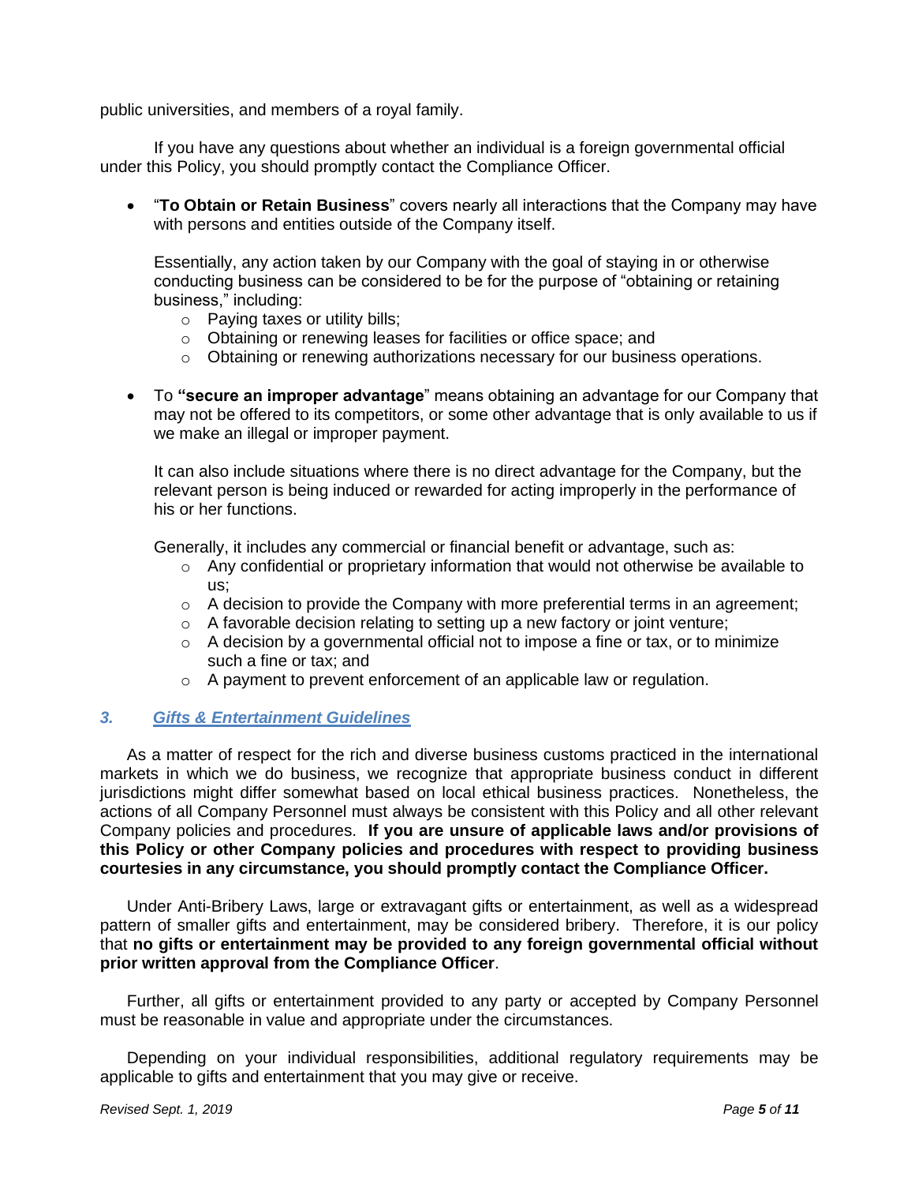public universities, and members of a royal family.

If you have any questions about whether an individual is a foreign governmental official under this Policy, you should promptly contact the Compliance Officer.

- "**To Obtain or Retain Business**" covers nearly all interactions that the Company may have with persons and entities outside of the Company itself.

  Essentially, any action taken by our Company with the goal of staying in or otherwise conducting business can be considered to be for the purpose of "obtaining or retaining business," including:
    - Paying taxes or utility bills;
    - Obtaining or renewing leases for facilities or office space; and
    - Obtaining or renewing authorizations necessary for our business operations.

- To **"secure an improper advantage**" means obtaining an advantage for our Company that may not be offered to its competitors, or some other advantage that is only available to us if we make an illegal or improper payment.

  It can also include situations where there is no direct advantage for the Company, but the relevant person is being induced or rewarded for acting improperly in the performance of his or her functions.

  Generally, it includes any commercial or financial benefit or advantage, such as:
    - Any confidential or proprietary information that would not otherwise be available to us;
    - A decision to provide the Company with more preferential terms in an agreement;
    - A favorable decision relating to setting up a new factory or joint venture;
    - A decision by a governmental official not to impose a fine or tax, or to minimize such a fine or tax; and
    - A payment to prevent enforcement of an applicable law or regulation.

### *3. Gifts & Entertainment Guidelines*

As a matter of respect for the rich and diverse business customs practiced in the international markets in which we do business, we recognize that appropriate business conduct in different jurisdictions might differ somewhat based on local ethical business practices. Nonetheless, the actions of all Company Personnel must always be consistent with this Policy and all other relevant Company policies and procedures. **If you are unsure of applicable laws and/or provisions of this Policy or other Company policies and procedures with respect to providing business courtesies in any circumstance, you should promptly contact the Compliance Officer.**

Under Anti-Bribery Laws, large or extravagant gifts or entertainment, as well as a widespread pattern of smaller gifts and entertainment, may be considered bribery. Therefore, it is our policy that **no gifts or entertainment may be provided to any foreign governmental official without prior written approval from the Compliance Officer**.

Further, all gifts or entertainment provided to any party or accepted by Company Personnel must be reasonable in value and appropriate under the circumstances.

Depending on your individual responsibilities, additional regulatory requirements may be applicable to gifts and entertainment that you may give or receive.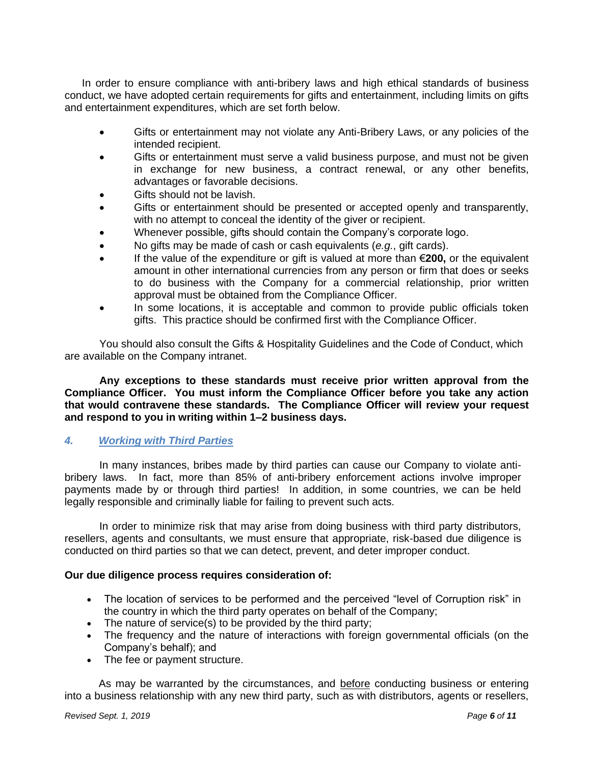In order to ensure compliance with anti-bribery laws and high ethical standards of business conduct, we have adopted certain requirements for gifts and entertainment, including limits on gifts and entertainment expenditures, which are set forth below.

- Gifts or entertainment may not violate any Anti-Bribery Laws, or any policies of the intended recipient.
- Gifts or entertainment must serve a valid business purpose, and must not be given in exchange for new business, a contract renewal, or any other benefits, advantages or favorable decisions.
- Gifts should not be lavish.
- Gifts or entertainment should be presented or accepted openly and transparently, with no attempt to conceal the identity of the giver or recipient.
- Whenever possible, gifts should contain the Company's corporate logo.
- No gifts may be made of cash or cash equivalents (*e.g.*, gift cards).
- If the value of the expenditure or gift is valued at more than €**200,** or the equivalent amount in other international currencies from any person or firm that does or seeks to do business with the Company for a commercial relationship, prior written approval must be obtained from the Compliance Officer.
- In some locations, it is acceptable and common to provide public officials token gifts. This practice should be confirmed first with the Compliance Officer.

You should also consult the Gifts & Hospitality Guidelines and the Code of Conduct, which are available on the Company intranet.

**Any exceptions to these standards must receive prior written approval from the Compliance Officer. You must inform the Compliance Officer before you take any action that would contravene these standards. The Compliance Officer will review your request and respond to you in writing within 1–2 business days.**

### *4. Working with Third Parties*

In many instances, bribes made by third parties can cause our Company to violate anti-bribery laws. In fact, more than 85% of anti-bribery enforcement actions involve improper payments made by or through third parties! In addition, in some countries, we can be held legally responsible and criminally liable for failing to prevent such acts.

In order to minimize risk that may arise from doing business with third party distributors, resellers, agents and consultants, we must ensure that appropriate, risk-based due diligence is conducted on third parties so that we can detect, prevent, and deter improper conduct.

**Our due diligence process requires consideration of:**

- The location of services to be performed and the perceived "level of Corruption risk" in the country in which the third party operates on behalf of the Company;
- The nature of service(s) to be provided by the third party;
- The frequency and the nature of interactions with foreign governmental officials (on the Company's behalf); and
- The fee or payment structure.

As may be warranted by the circumstances, and before conducting business or entering into a business relationship with any new third party, such as with distributors, agents or resellers,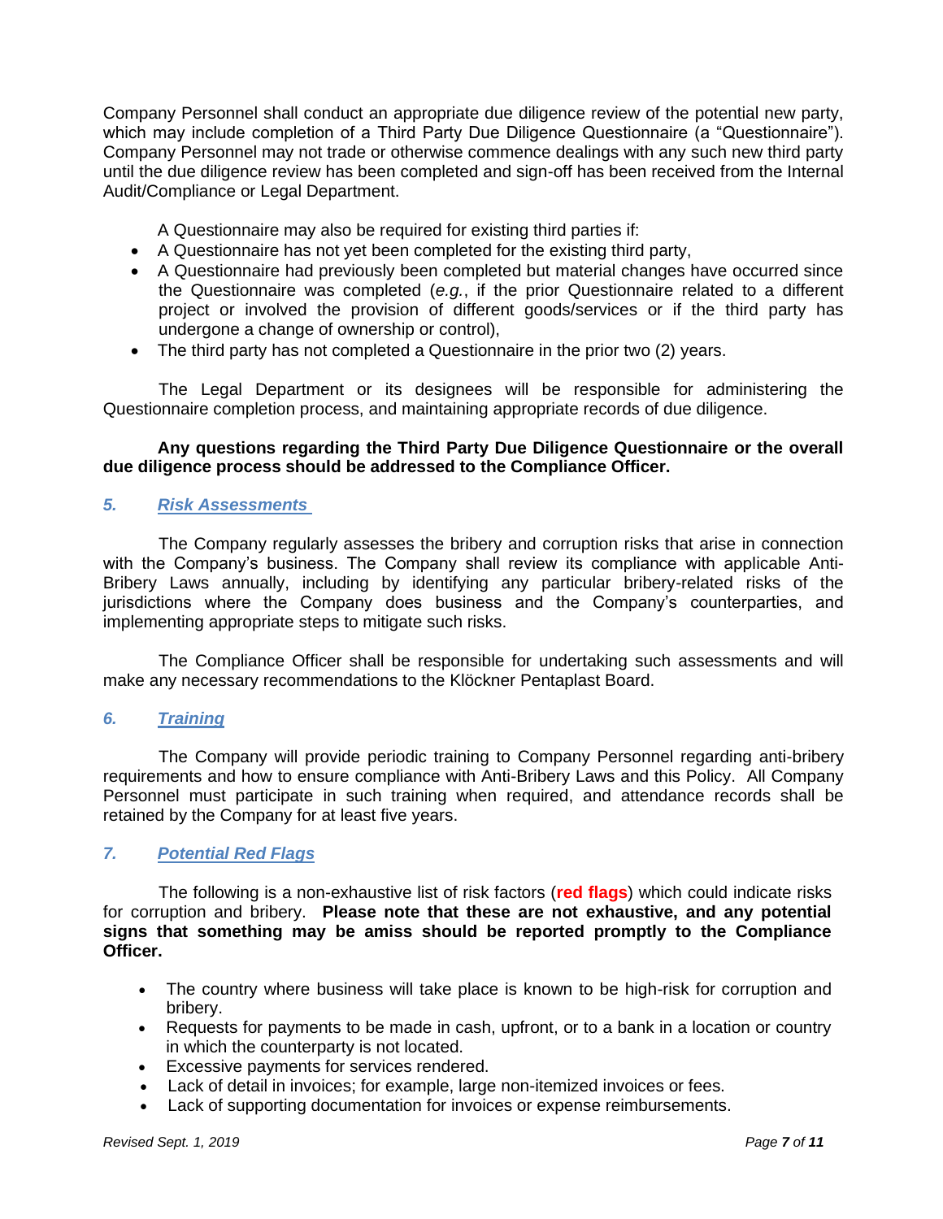Company Personnel shall conduct an appropriate due diligence review of the potential new party, which may include completion of a Third Party Due Diligence Questionnaire (a "Questionnaire"). Company Personnel may not trade or otherwise commence dealings with any such new third party until the due diligence review has been completed and sign-off has been received from the Internal Audit/Compliance or Legal Department.

A Questionnaire may also be required for existing third parties if:

- A Questionnaire has not yet been completed for the existing third party,
- A Questionnaire had previously been completed but material changes have occurred since the Questionnaire was completed (*e.g.*, if the prior Questionnaire related to a different project or involved the provision of different goods/services or if the third party has undergone a change of ownership or control),
- The third party has not completed a Questionnaire in the prior two (2) years.

The Legal Department or its designees will be responsible for administering the Questionnaire completion process, and maintaining appropriate records of due diligence.

**Any questions regarding the Third Party Due Diligence Questionnaire or the overall due diligence process should be addressed to the Compliance Officer.**

## *5. Risk Assessments*

The Company regularly assesses the bribery and corruption risks that arise in connection with the Company's business. The Company shall review its compliance with applicable Anti-Bribery Laws annually, including by identifying any particular bribery-related risks of the jurisdictions where the Company does business and the Company's counterparties, and implementing appropriate steps to mitigate such risks.

The Compliance Officer shall be responsible for undertaking such assessments and will make any necessary recommendations to the Klöckner Pentaplast Board.

## *6. Training*

The Company will provide periodic training to Company Personnel regarding anti-bribery requirements and how to ensure compliance with Anti-Bribery Laws and this Policy. All Company Personnel must participate in such training when required, and attendance records shall be retained by the Company for at least five years.

## *7. Potential Red Flags*

The following is a non-exhaustive list of risk factors (**red flags**) which could indicate risks for corruption and bribery. **Please note that these are not exhaustive, and any potential signs that something may be amiss should be reported promptly to the Compliance Officer.**

- The country where business will take place is known to be high-risk for corruption and bribery.
- Requests for payments to be made in cash, upfront, or to a bank in a location or country in which the counterparty is not located.
- Excessive payments for services rendered.
- Lack of detail in invoices; for example, large non-itemized invoices or fees.
- Lack of supporting documentation for invoices or expense reimbursements.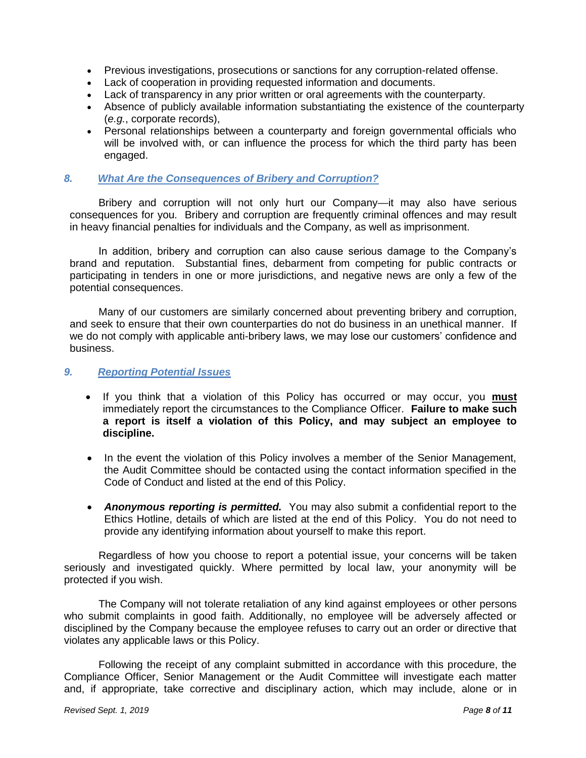- Previous investigations, prosecutions or sanctions for any corruption-related offense.
- Lack of cooperation in providing requested information and documents.
- Lack of transparency in any prior written or oral agreements with the counterparty.
- Absence of publicly available information substantiating the existence of the counterparty (*e.g.*, corporate records),
- Personal relationships between a counterparty and foreign governmental officials who will be involved with, or can influence the process for which the third party has been engaged.

## *8. What Are the Consequences of Bribery and Corruption?*

Bribery and corruption will not only hurt our Company—it may also have serious consequences for you. Bribery and corruption are frequently criminal offences and may result in heavy financial penalties for individuals and the Company, as well as imprisonment.

In addition, bribery and corruption can also cause serious damage to the Company's brand and reputation. Substantial fines, debarment from competing for public contracts or participating in tenders in one or more jurisdictions, and negative news are only a few of the potential consequences.

Many of our customers are similarly concerned about preventing bribery and corruption, and seek to ensure that their own counterparties do not do business in an unethical manner. If we do not comply with applicable anti-bribery laws, we may lose our customers' confidence and business.

## *9. Reporting Potential Issues*

- If you think that a violation of this Policy has occurred or may occur, you **must** immediately report the circumstances to the Compliance Officer. **Failure to make such a report is itself a violation of this Policy, and may subject an employee to discipline.**

- In the event the violation of this Policy involves a member of the Senior Management, the Audit Committee should be contacted using the contact information specified in the Code of Conduct and listed at the end of this Policy.

- ***Anonymous reporting is permitted.*** You may also submit a confidential report to the Ethics Hotline, details of which are listed at the end of this Policy. You do not need to provide any identifying information about yourself to make this report.

Regardless of how you choose to report a potential issue, your concerns will be taken seriously and investigated quickly. Where permitted by local law, your anonymity will be protected if you wish.

The Company will not tolerate retaliation of any kind against employees or other persons who submit complaints in good faith. Additionally, no employee will be adversely affected or disciplined by the Company because the employee refuses to carry out an order or directive that violates any applicable laws or this Policy.

Following the receipt of any complaint submitted in accordance with this procedure, the Compliance Officer, Senior Management or the Audit Committee will investigate each matter and, if appropriate, take corrective and disciplinary action, which may include, alone or in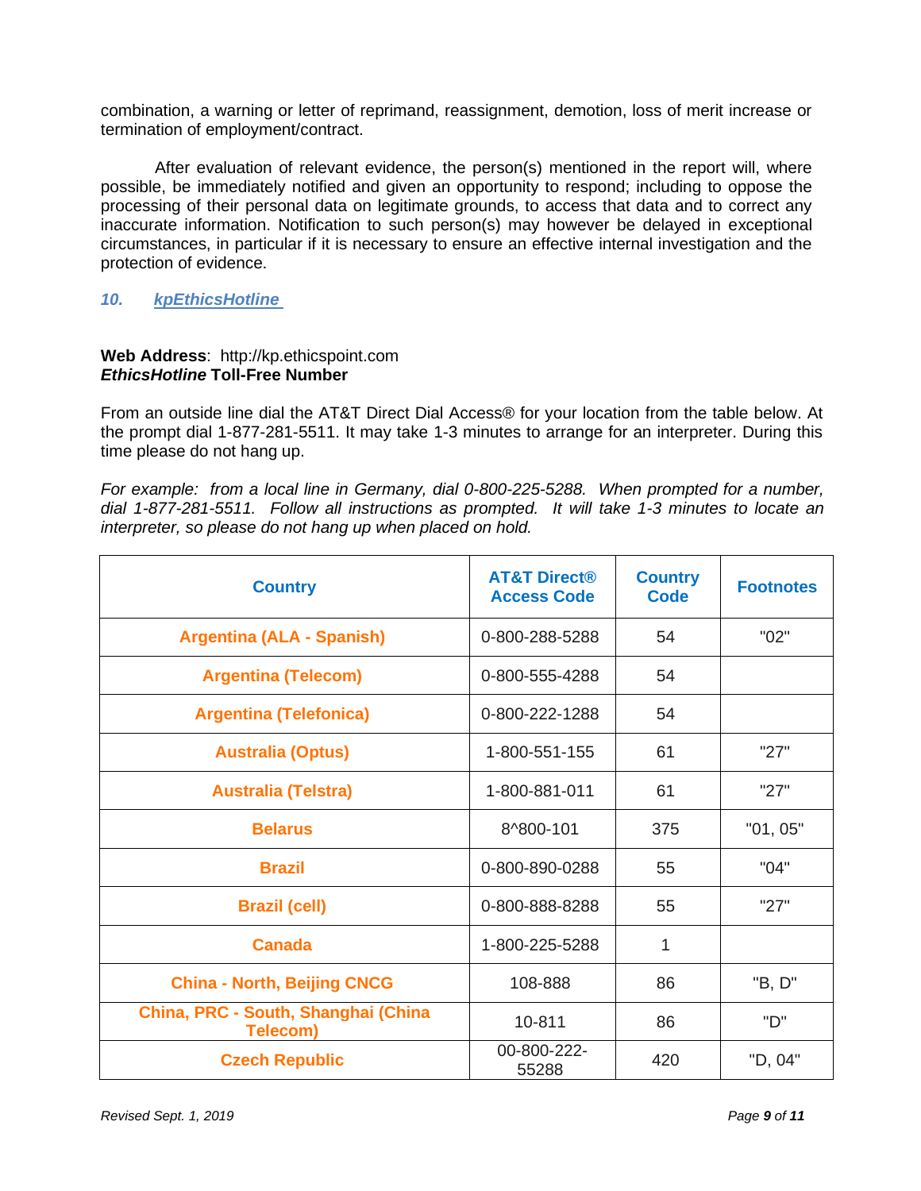combination, a warning or letter of reprimand, reassignment, demotion, loss of merit increase or termination of employment/contract.

After evaluation of relevant evidence, the person(s) mentioned in the report will, where possible, be immediately notified and given an opportunity to respond; including to oppose the processing of their personal data on legitimate grounds, to access that data and to correct any inaccurate information. Notification to such person(s) may however be delayed in exceptional circumstances, in particular if it is necessary to ensure an effective internal investigation and the protection of evidence.

## *10. kpEthicsHotline*

**Web Address**: http://kp.ethicspoint.com
***EthicsHotline* Toll-Free Number**

From an outside line dial the AT&T Direct Dial Access® for your location from the table below. At the prompt dial 1-877-281-5511. It may take 1-3 minutes to arrange for an interpreter. During this time please do not hang up.

*For example: from a local line in Germany, dial 0-800-225-5288. When prompted for a number, dial 1-877-281-5511. Follow all instructions as prompted. It will take 1-3 minutes to locate an interpreter, so please do not hang up when placed on hold.*

| Country | AT&T Direct® Access Code | Country Code | Footnotes |
|---|---|---|---|
| Argentina (ALA - Spanish) | 0-800-288-5288 | 54 | "02" |
| Argentina (Telecom) | 0-800-555-4288 | 54 | |
| Argentina (Telefonica) | 0-800-222-1288 | 54 | |
| Australia (Optus) | 1-800-551-155 | 61 | "27" |
| Australia (Telstra) | 1-800-881-011 | 61 | "27" |
| Belarus | 8^800-101 | 375 | "01, 05" |
| Brazil | 0-800-890-0288 | 55 | "04" |
| Brazil (cell) | 0-800-888-8288 | 55 | "27" |
| Canada | 1-800-225-5288 | 1 | |
| China - North, Beijing CNCG | 108-888 | 86 | "B, D" |
| China, PRC - South, Shanghai (China Telecom) | 10-811 | 86 | "D" |
| Czech Republic | 00-800-222-55288 | 420 | "D, 04" |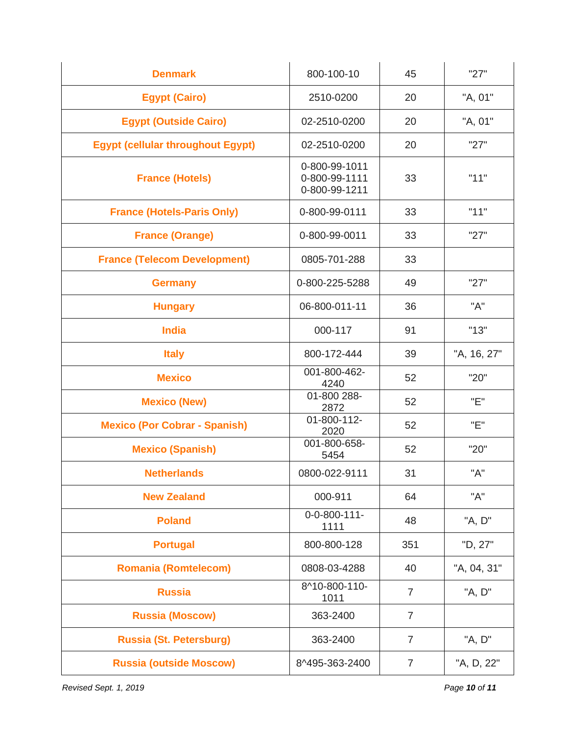| | | | |
|---|---|---|---|
| **Denmark** | 800-100-10 | 45 | "27" |
| **Egypt (Cairo)** | 2510-0200 | 20 | "A, 01" |
| **Egypt (Outside Cairo)** | 02-2510-0200 | 20 | "A, 01" |
| **Egypt (cellular throughout Egypt)** | 02-2510-0200 | 20 | "27" |
| **France (Hotels)** | 0-800-99-1011 0-800-99-1111 0-800-99-1211 | 33 | "11" |
| **France (Hotels-Paris Only)** | 0-800-99-0111 | 33 | "11" |
| **France (Orange)** | 0-800-99-0011 | 33 | "27" |
| **France (Telecom Development)** | 0805-701-288 | 33 | |
| **Germany** | 0-800-225-5288 | 49 | "27" |
| **Hungary** | 06-800-011-11 | 36 | "A" |
| **India** | 000-117 | 91 | "13" |
| **Italy** | 800-172-444 | 39 | "A, 16, 27" |
| **Mexico** | 001-800-462-4240 | 52 | "20" |
| **Mexico (New)** | 01-800 288-2872 | 52 | "E" |
| **Mexico (Por Cobrar - Spanish)** | 01-800-112-2020 | 52 | "E" |
| **Mexico (Spanish)** | 001-800-658-5454 | 52 | "20" |
| **Netherlands** | 0800-022-9111 | 31 | "A" |
| **New Zealand** | 000-911 | 64 | "A" |
| **Poland** | 0-0-800-111-1111 | 48 | "A, D" |
| **Portugal** | 800-800-128 | 351 | "D, 27" |
| **Romania (Romtelecom)** | 0808-03-4288 | 40 | "A, 04, 31" |
| **Russia** | 8^10-800-110-1011 | 7 | "A, D" |
| **Russia (Moscow)** | 363-2400 | 7 | |
| **Russia (St. Petersburg)** | 363-2400 | 7 | "A, D" |
| **Russia (outside Moscow)** | 8^495-363-2400 | 7 | "A, D, 22" |

*Revised Sept. 1, 2019*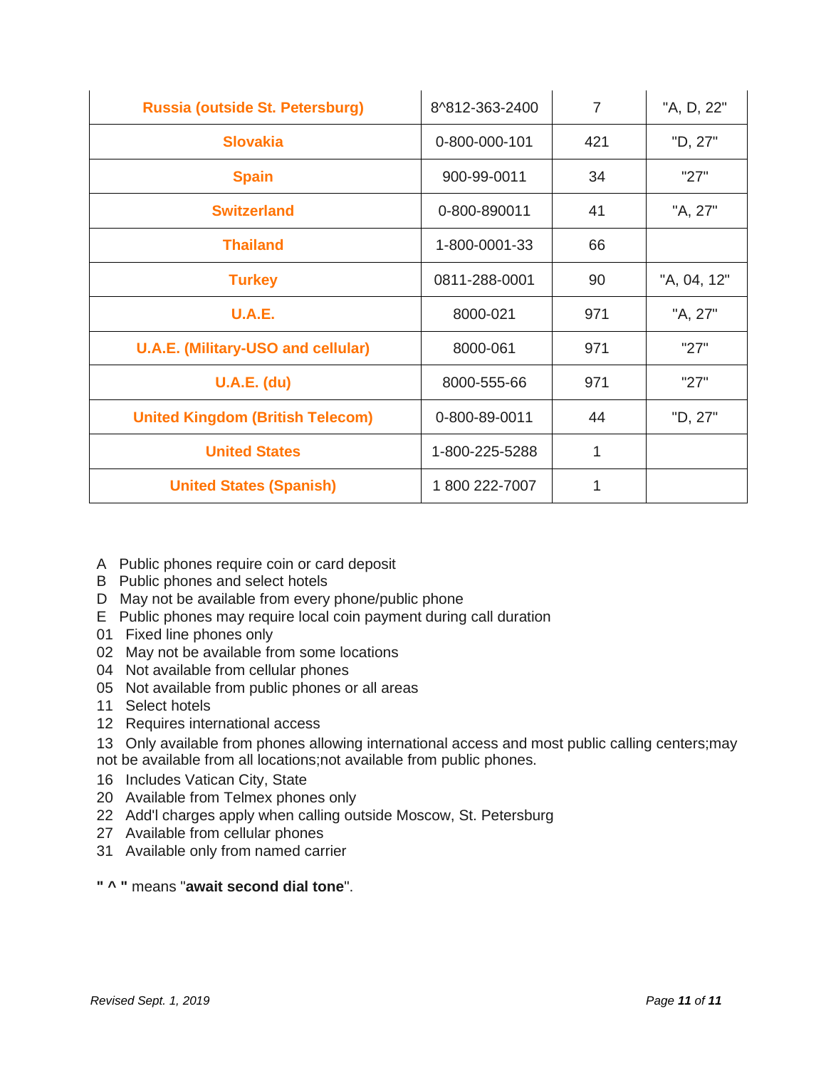| | | | |
|---|---|---|---|
| **Russia (outside St. Petersburg)** | 8^812-363-2400 | 7 | "A, D, 22" |
| **Slovakia** | 0-800-000-101 | 421 | "D, 27" |
| **Spain** | 900-99-0011 | 34 | "27" |
| **Switzerland** | 0-800-890011 | 41 | "A, 27" |
| **Thailand** | 1-800-0001-33 | 66 | |
| **Turkey** | 0811-288-0001 | 90 | "A, 04, 12" |
| **U.A.E.** | 8000-021 | 971 | "A, 27" |
| **U.A.E. (Military-USO and cellular)** | 8000-061 | 971 | "27" |
| **U.A.E. (du)** | 8000-555-66 | 971 | "27" |
| **United Kingdom (British Telecom)** | 0-800-89-0011 | 44 | "D, 27" |
| **United States** | 1-800-225-5288 | 1 | |
| **United States (Spanish)** | 1 800 222-7007 | 1 | |

A Public phones require coin or card deposit
B Public phones and select hotels
D May not be available from every phone/public phone
E Public phones may require local coin payment during call duration
01 Fixed line phones only
02 May not be available from some locations
04 Not available from cellular phones
05 Not available from public phones or all areas
11 Select hotels
12 Requires international access
13 Only available from phones allowing international access and most public calling centers;may not be available from all locations;not available from public phones.
16 Includes Vatican City, State
20 Available from Telmex phones only
22 Add'l charges apply when calling outside Moscow, St. Petersburg
27 Available from cellular phones
31 Available only from named carrier

**" ^ "** means "**await second dial tone**".

*Revised Sept. 1, 2019*